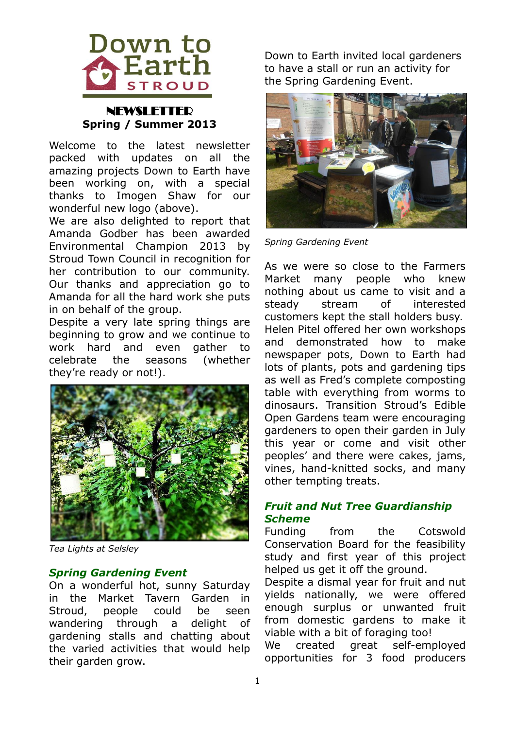# Down to Earth STROUD

## NEWSLETTER
**Spring / Summer 2013**

Welcome to the latest newsletter packed with updates on all the amazing projects Down to Earth have been working on, with a special thanks to Imogen Shaw for our wonderful new logo (above).

We are also delighted to report that Amanda Godber has been awarded Environmental Champion 2013 by Stroud Town Council in recognition for her contribution to our community. Our thanks and appreciation go to Amanda for all the hard work she puts in on behalf of the group.

Despite a very late spring things are beginning to grow and we continue to work hard and even gather to celebrate the seasons (whether they're ready or not!).

*Tea Lights at Selsley*

### *Spring Gardening Event*

On a wonderful hot, sunny Saturday in the Market Tavern Garden in Stroud, people could be seen wandering through a delight of gardening stalls and chatting about the varied activities that would help their garden grow.

Down to Earth invited local gardeners to have a stall or run an activity for the Spring Gardening Event.

*Spring Gardening Event*

As we were so close to the Farmers Market many people who knew nothing about us came to visit and a steady stream of interested customers kept the stall holders busy. Helen Pitel offered her own workshops and demonstrated how to make newspaper pots, Down to Earth had lots of plants, pots and gardening tips as well as Fred's complete composting table with everything from worms to dinosaurs. Transition Stroud's Edible Open Gardens team were encouraging gardeners to open their garden in July this year or come and visit other peoples' and there were cakes, jams, vines, hand-knitted socks, and many other tempting treats.

### *Fruit and Nut Tree Guardianship Scheme*

Funding from the Cotswold Conservation Board for the feasibility study and first year of this project helped us get it off the ground.

Despite a dismal year for fruit and nut yields nationally, we were offered enough surplus or unwanted fruit from domestic gardens to make it viable with a bit of foraging too!

We created great self-employed opportunities for 3 food producers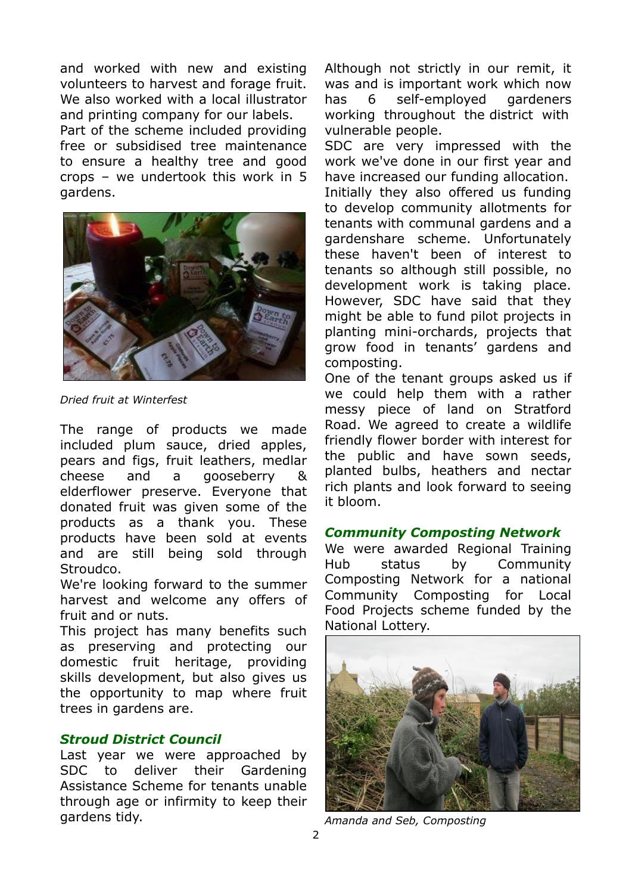and worked with new and existing volunteers to harvest and forage fruit. We also worked with a local illustrator and printing company for our labels.

Part of the scheme included providing free or subsidised tree maintenance to ensure a healthy tree and good crops – we undertook this work in 5 gardens.

*Dried fruit at Winterfest*

The range of products we made included plum sauce, dried apples, pears and figs, fruit leathers, medlar cheese and a gooseberry & elderflower preserve. Everyone that donated fruit was given some of the products as a thank you. These products have been sold at events and are still being sold through Stroudco.

We're looking forward to the summer harvest and welcome any offers of fruit and or nuts.

This project has many benefits such as preserving and protecting our domestic fruit heritage, providing skills development, but also gives us the opportunity to map where fruit trees in gardens are.

### *Stroud District Council*

Last year we were approached by SDC to deliver their Gardening Assistance Scheme for tenants unable through age or infirmity to keep their gardens tidy.

Although not strictly in our remit, it was and is important work which now has 6 self-employed gardeners working throughout the district with vulnerable people.

SDC are very impressed with the work we've done in our first year and have increased our funding allocation.

Initially they also offered us funding to develop community allotments for tenants with communal gardens and a gardenshare scheme. Unfortunately these haven't been of interest to tenants so although still possible, no development work is taking place. However, SDC have said that they might be able to fund pilot projects in planting mini-orchards, projects that grow food in tenants' gardens and composting.

One of the tenant groups asked us if we could help them with a rather messy piece of land on Stratford Road. We agreed to create a wildlife friendly flower border with interest for the public and have sown seeds, planted bulbs, heathers and nectar rich plants and look forward to seeing it bloom.

### *Community Composting Network*

We were awarded Regional Training Hub status by Community Composting Network for a national Community Composting for Local Food Projects scheme funded by the National Lottery.

*Amanda and Seb, Composting*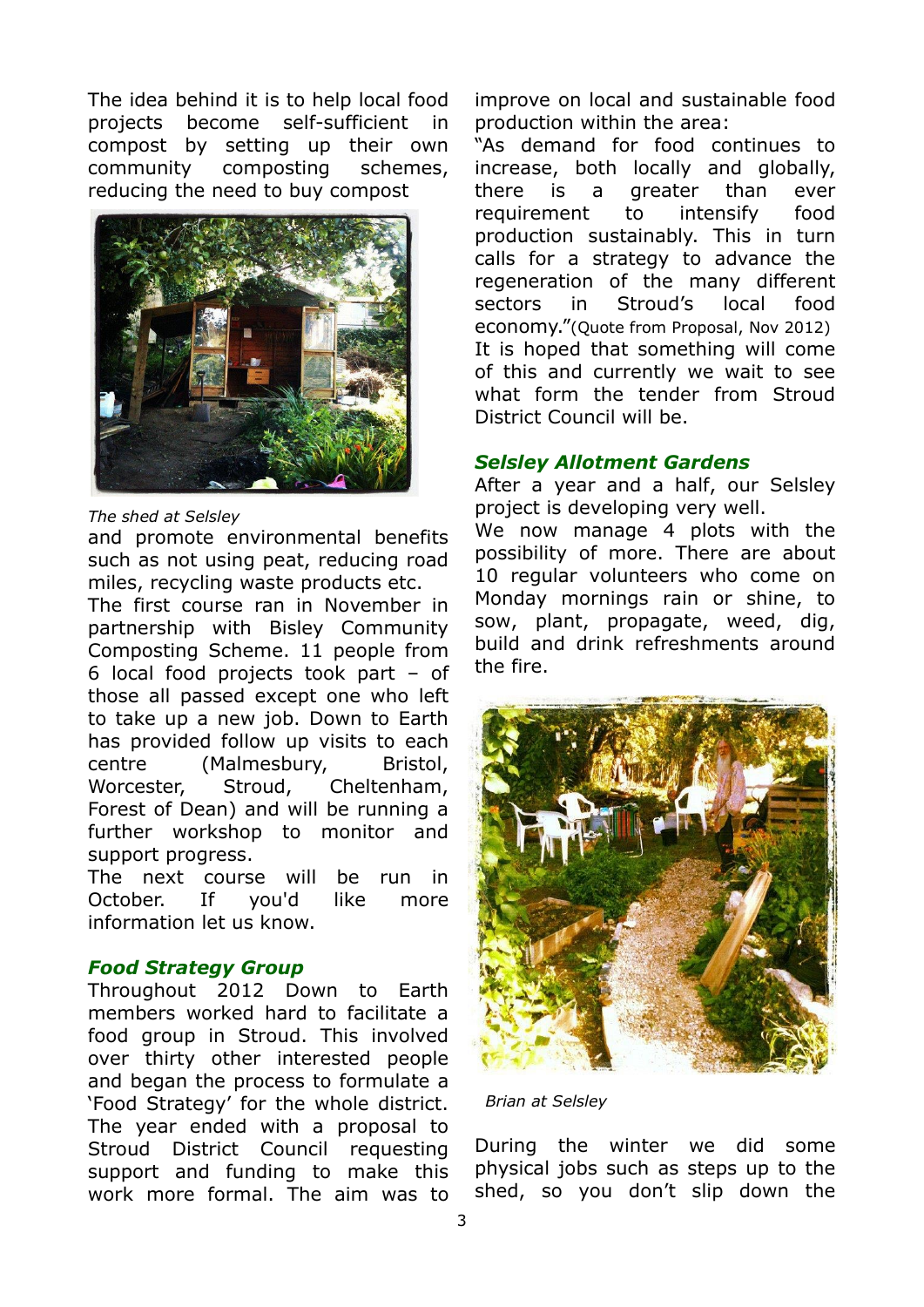The idea behind it is to help local food projects become self-sufficient in compost by setting up their own community composting schemes, reducing the need to buy compost

*The shed at Selsley*

and promote environmental benefits such as not using peat, reducing road miles, recycling waste products etc.
The first course ran in November in partnership with Bisley Community Composting Scheme. 11 people from 6 local food projects took part – of those all passed except one who left to take up a new job. Down to Earth has provided follow up visits to each centre (Malmesbury, Bristol, Worcester, Stroud, Cheltenham, Forest of Dean) and will be running a further workshop to monitor and support progress.
The next course will be run in October. If you'd like more information let us know.

### *Food Strategy Group*

Throughout 2012 Down to Earth members worked hard to facilitate a food group in Stroud. This involved over thirty other interested people and began the process to formulate a 'Food Strategy' for the whole district. The year ended with a proposal to Stroud District Council requesting support and funding to make this work more formal. The aim was to improve on local and sustainable food production within the area:
"As demand for food continues to increase, both locally and globally, there is a greater than ever requirement to intensify food production sustainably. This in turn calls for a strategy to advance the regeneration of the many different sectors in Stroud's local food economy."(Quote from Proposal, Nov 2012)
It is hoped that something will come of this and currently we wait to see what form the tender from Stroud District Council will be.

### *Selsley Allotment Gardens*

After a year and a half, our Selsley project is developing very well.
We now manage 4 plots with the possibility of more. There are about 10 regular volunteers who come on Monday mornings rain or shine, to sow, plant, propagate, weed, dig, build and drink refreshments around the fire.

*Brian at Selsley*

During the winter we did some physical jobs such as steps up to the shed, so you don't slip down the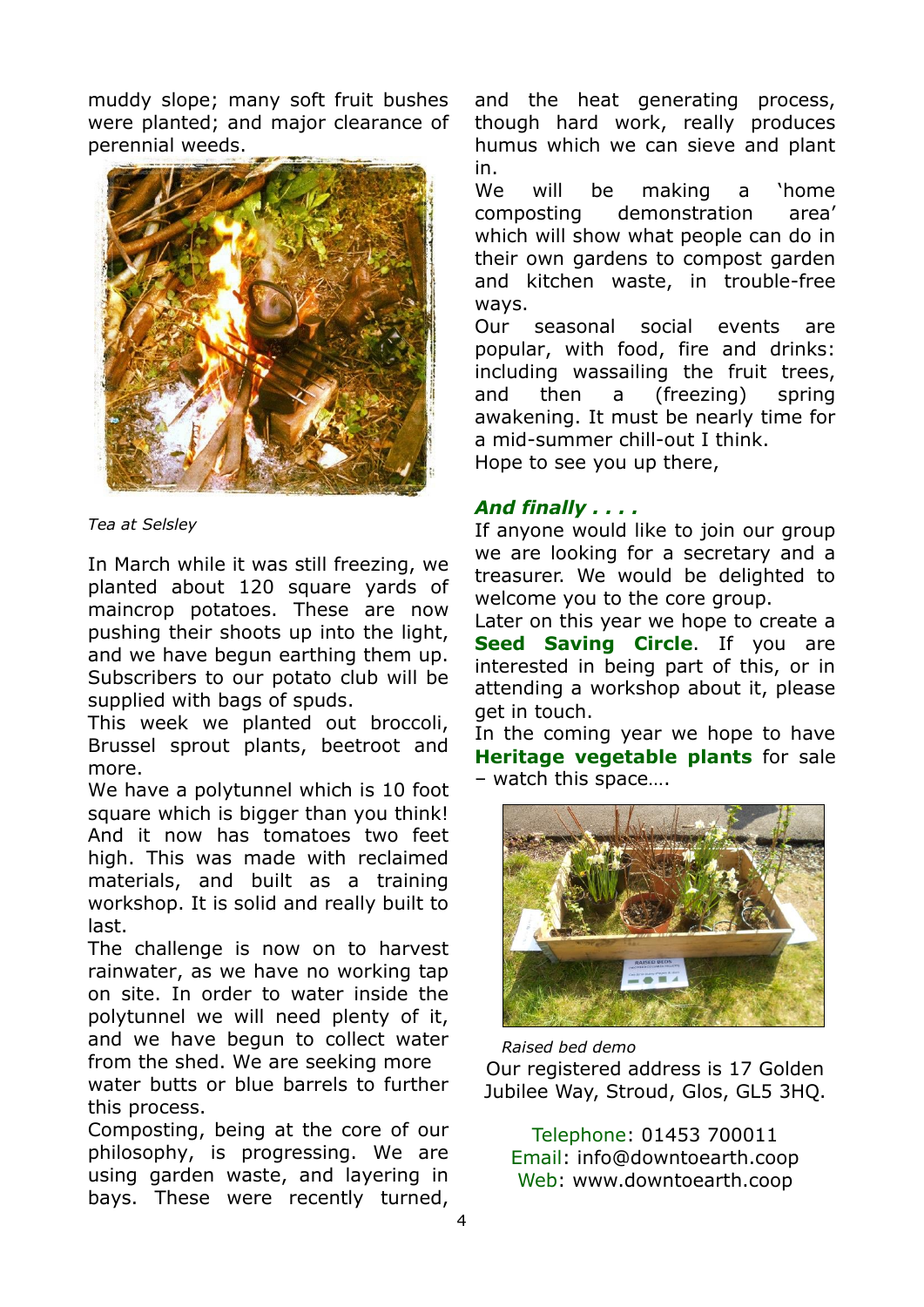muddy slope; many soft fruit bushes were planted; and major clearance of perennial weeds.

*Tea at Selsley*

In March while it was still freezing, we planted about 120 square yards of maincrop potatoes. These are now pushing their shoots up into the light, and we have begun earthing them up. Subscribers to our potato club will be supplied with bags of spuds.

This week we planted out broccoli, Brussel sprout plants, beetroot and more.

We have a polytunnel which is 10 foot square which is bigger than you think! And it now has tomatoes two feet high. This was made with reclaimed materials, and built as a training workshop. It is solid and really built to last.

The challenge is now on to harvest rainwater, as we have no working tap on site. In order to water inside the polytunnel we will need plenty of it, and we have begun to collect water from the shed. We are seeking more water butts or blue barrels to further this process.

Composting, being at the core of our philosophy, is progressing. We are using garden waste, and layering in bays. These were recently turned, and the heat generating process, though hard work, really produces humus which we can sieve and plant in.

We will be making a 'home composting demonstration area' which will show what people can do in their own gardens to compost garden and kitchen waste, in trouble-free ways.

Our seasonal social events are popular, with food, fire and drinks: including wassailing the fruit trees, and then a (freezing) spring awakening. It must be nearly time for a mid-summer chill-out I think.

Hope to see you up there,

### *And finally . . . .*

If anyone would like to join our group we are looking for a secretary and a treasurer. We would be delighted to welcome you to the core group.

Later on this year we hope to create a **Seed Saving Circle**. If you are interested in being part of this, or in attending a workshop about it, please get in touch.

In the coming year we hope to have **Heritage vegetable plants** for sale – watch this space….

*Raised bed demo*

Our registered address is 17 Golden Jubilee Way, Stroud, Glos, GL5 3HQ.

Telephone: 01453 700011
Email: info@downtoearth.coop
Web: www.downtoearth.coop